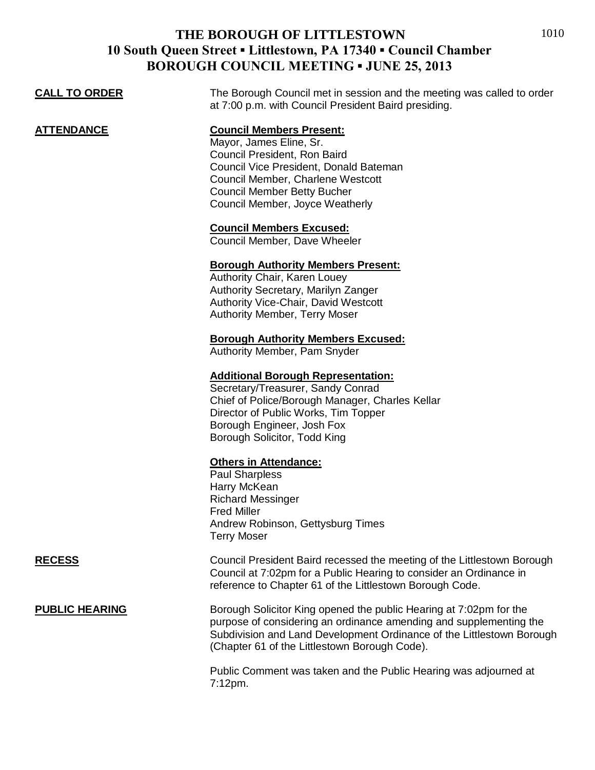# THE BOROUGH OF LITTLESTOWN
## 10 South Queen Street ▪ Littlestown, PA 17340 ▪ Council Chamber
## BOROUGH COUNCIL MEETING ▪ JUNE 25, 2013

**CALL TO ORDER**

The Borough Council met in session and the meeting was called to order at 7:00 p.m. with Council President Baird presiding.

**ATTENDANCE**

**Council Members Present:**
Mayor, James Eline, Sr.
Council President, Ron Baird
Council Vice President, Donald Bateman
Council Member, Charlene Westcott
Council Member Betty Bucher
Council Member, Joyce Weatherly

**Council Members Excused:**
Council Member, Dave Wheeler

**Borough Authority Members Present:**
Authority Chair, Karen Louey
Authority Secretary, Marilyn Zanger
Authority Vice-Chair, David Westcott
Authority Member, Terry Moser

**Borough Authority Members Excused:**
Authority Member, Pam Snyder

**Additional Borough Representation:**
Secretary/Treasurer, Sandy Conrad
Chief of Police/Borough Manager, Charles Kellar
Director of Public Works, Tim Topper
Borough Engineer, Josh Fox
Borough Solicitor, Todd King

**Others in Attendance:**
Paul Sharpless
Harry McKean
Richard Messinger
Fred Miller
Andrew Robinson, Gettysburg Times
Terry Moser

**RECESS**

Council President Baird recessed the meeting of the Littlestown Borough Council at 7:02pm for a Public Hearing to consider an Ordinance in reference to Chapter 61 of the Littlestown Borough Code.

**PUBLIC HEARING**

Borough Solicitor King opened the public Hearing at 7:02pm for the purpose of considering an ordinance amending and supplementing the Subdivision and Land Development Ordinance of the Littlestown Borough (Chapter 61 of the Littlestown Borough Code).

Public Comment was taken and the Public Hearing was adjourned at 7:12pm.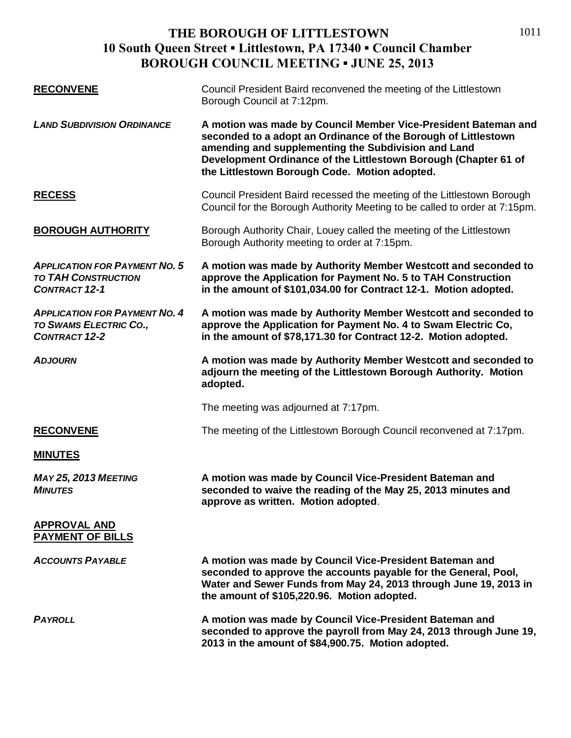# THE BOROUGH OF LITTLESTOWN
## 10 South Queen Street ▪ Littlestown, PA 17340 ▪ Council Chamber
## BOROUGH COUNCIL MEETING ▪ JUNE 25, 2013

**RECONVENE**

Council President Baird reconvened the meeting of the Littlestown Borough Council at 7:12pm.

***LAND SUBDIVISION ORDINANCE***

**A motion was made by Council Member Vice-President Bateman and seconded to a adopt an Ordinance of the Borough of Littlestown amending and supplementing the Subdivision and Land Development Ordinance of the Littlestown Borough (Chapter 61 of the Littlestown Borough Code. Motion adopted.**

**RECESS**

Council President Baird recessed the meeting of the Littlestown Borough Council for the Borough Authority Meeting to be called to order at 7:15pm.

**BOROUGH AUTHORITY**

Borough Authority Chair, Louey called the meeting of the Littlestown Borough Authority meeting to order at 7:15pm.

***APPLICATION FOR PAYMENT NO. 5 TO TAH CONSTRUCTION CONTRACT 12-1***

**A motion was made by Authority Member Westcott and seconded to approve the Application for Payment No. 5 to TAH Construction in the amount of $101,034.00 for Contract 12-1. Motion adopted.**

***APPLICATION FOR PAYMENT NO. 4 TO SWAMS ELECTRIC CO., CONTRACT 12-2***

**A motion was made by Authority Member Westcott and seconded to approve the Application for Payment No. 4 to Swam Electric Co, in the amount of $78,171.30 for Contract 12-2. Motion adopted.**

***ADJOURN***

**A motion was made by Authority Member Westcott and seconded to adjourn the meeting of the Littlestown Borough Authority. Motion adopted.**

The meeting was adjourned at 7:17pm.

**RECONVENE**

The meeting of the Littlestown Borough Council reconvened at 7:17pm.

**MINUTES**

***MAY 25, 2013 MEETING MINUTES***

**A motion was made by Council Vice-President Bateman and seconded to waive the reading of the May 25, 2013 minutes and approve as written. Motion adopted**.

**APPROVAL AND PAYMENT OF BILLS**

***ACCOUNTS PAYABLE***

**A motion was made by Council Vice-President Bateman and seconded to approve the accounts payable for the General, Pool, Water and Sewer Funds from May 24, 2013 through June 19, 2013 in the amount of $105,220.96. Motion adopted.**

***PAYROLL***

**A motion was made by Council Vice-President Bateman and seconded to approve the payroll from May 24, 2013 through June 19, 2013 in the amount of $84,900.75. Motion adopted.**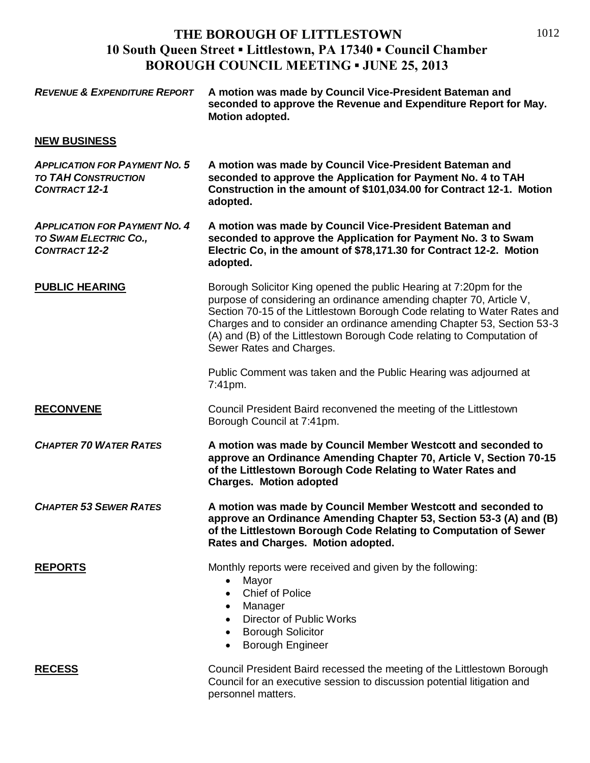# THE BOROUGH OF LITTLESTOWN
## 10 South Queen Street ▪ Littlestown, PA 17340 ▪ Council Chamber
## BOROUGH COUNCIL MEETING ▪ JUNE 25, 2013

***REVENUE & EXPENDITURE REPORT*** **A motion was made by Council Vice-President Bateman and seconded to approve the Revenue and Expenditure Report for May. Motion adopted.**

**NEW BUSINESS**

***APPLICATION FOR PAYMENT NO. 5 TO TAH CONSTRUCTION CONTRACT 12-1*** **A motion was made by Council Vice-President Bateman and seconded to approve the Application for Payment No. 4 to TAH Construction in the amount of $101,034.00 for Contract 12-1. Motion adopted.**

***APPLICATION FOR PAYMENT NO. 4 TO SWAM ELECTRIC CO., CONTRACT 12-2*** **A motion was made by Council Vice-President Bateman and seconded to approve the Application for Payment No. 3 to Swam Electric Co, in the amount of $78,171.30 for Contract 12-2. Motion adopted.**

**PUBLIC HEARING** Borough Solicitor King opened the public Hearing at 7:20pm for the purpose of considering an ordinance amending chapter 70, Article V, Section 70-15 of the Littlestown Borough Code relating to Water Rates and Charges and to consider an ordinance amending Chapter 53, Section 53-3 (A) and (B) of the Littlestown Borough Code relating to Computation of Sewer Rates and Charges.

Public Comment was taken and the Public Hearing was adjourned at 7:41pm.

**RECONVENE** Council President Baird reconvened the meeting of the Littlestown Borough Council at 7:41pm.

***CHAPTER 70 WATER RATES*** **A motion was made by Council Member Westcott and seconded to approve an Ordinance Amending Chapter 70, Article V, Section 70-15 of the Littlestown Borough Code Relating to Water Rates and Charges. Motion adopted**

***CHAPTER 53 SEWER RATES*** **A motion was made by Council Member Westcott and seconded to approve an Ordinance Amending Chapter 53, Section 53-3 (A) and (B) of the Littlestown Borough Code Relating to Computation of Sewer Rates and Charges. Motion adopted.**

**REPORTS** Monthly reports were received and given by the following:

- Mayor
- Chief of Police
- Manager
- Director of Public Works
- Borough Solicitor
- Borough Engineer

**RECESS** Council President Baird recessed the meeting of the Littlestown Borough Council for an executive session to discussion potential litigation and personnel matters.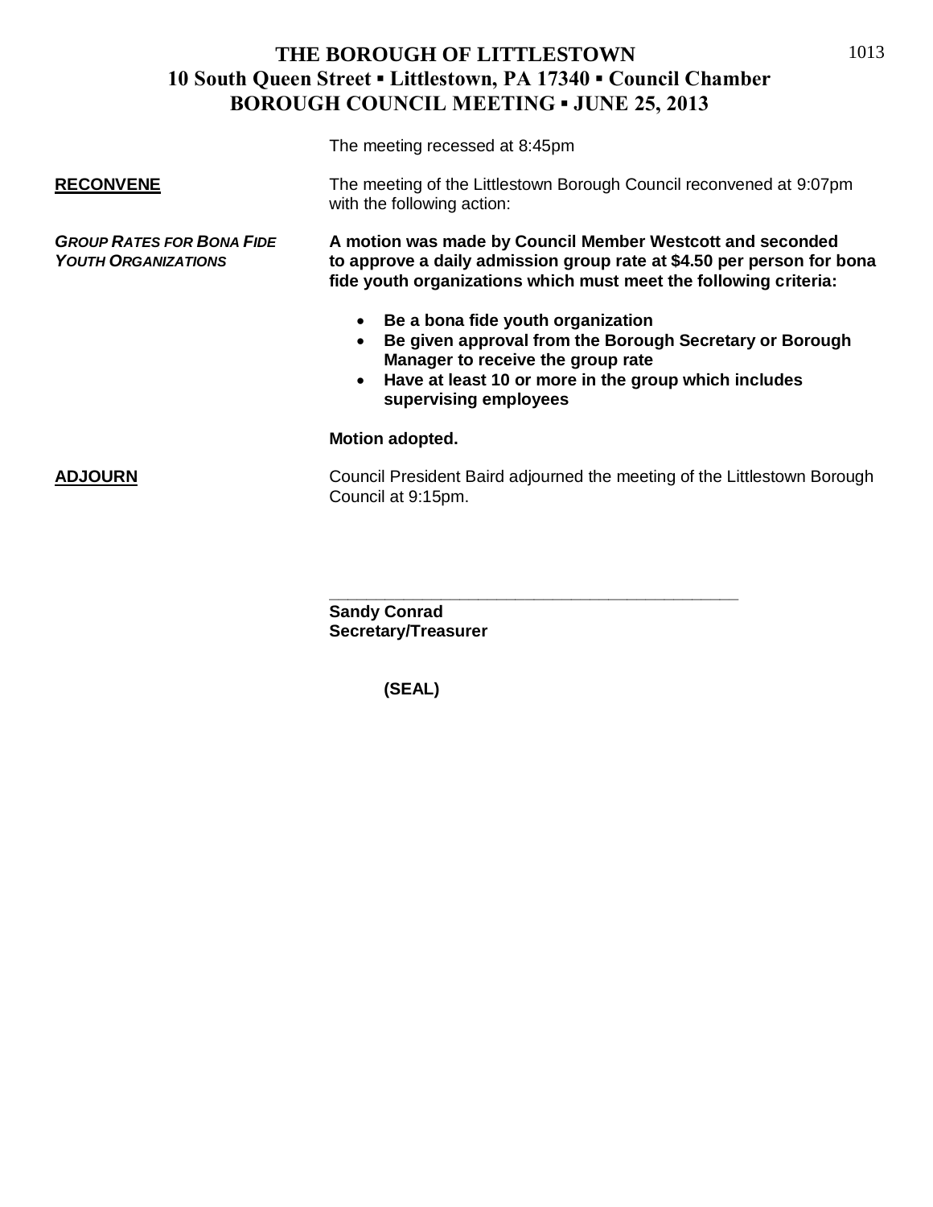# THE BOROUGH OF LITTLESTOWN
## 10 South Queen Street ▪ Littlestown, PA 17340 ▪ Council Chamber
## BOROUGH COUNCIL MEETING ▪ JUNE 25, 2013

The meeting recessed at 8:45pm

**RECONVENE**

The meeting of the Littlestown Borough Council reconvened at 9:07pm with the following action:

***GROUP RATES FOR BONA FIDE YOUTH ORGANIZATIONS***

**A motion was made by Council Member Westcott and seconded to approve a daily admission group rate at $4.50 per person for bona fide youth organizations which must meet the following criteria:**

- **Be a bona fide youth organization**
- **Be given approval from the Borough Secretary or Borough Manager to receive the group rate**
- **Have at least 10 or more in the group which includes supervising employees**

**Motion adopted.**

**ADJOURN**

Council President Baird adjourned the meeting of the Littlestown Borough Council at 9:15pm.

\_\_\_\_\_\_\_\_\_\_\_\_\_\_\_\_\_\_\_\_\_\_\_\_\_\_\_\_\_\_\_\_\_\_\_\_\_\_\_\_\_\_\_\_

**Sandy Conrad**
**Secretary/Treasurer**

**(SEAL)**